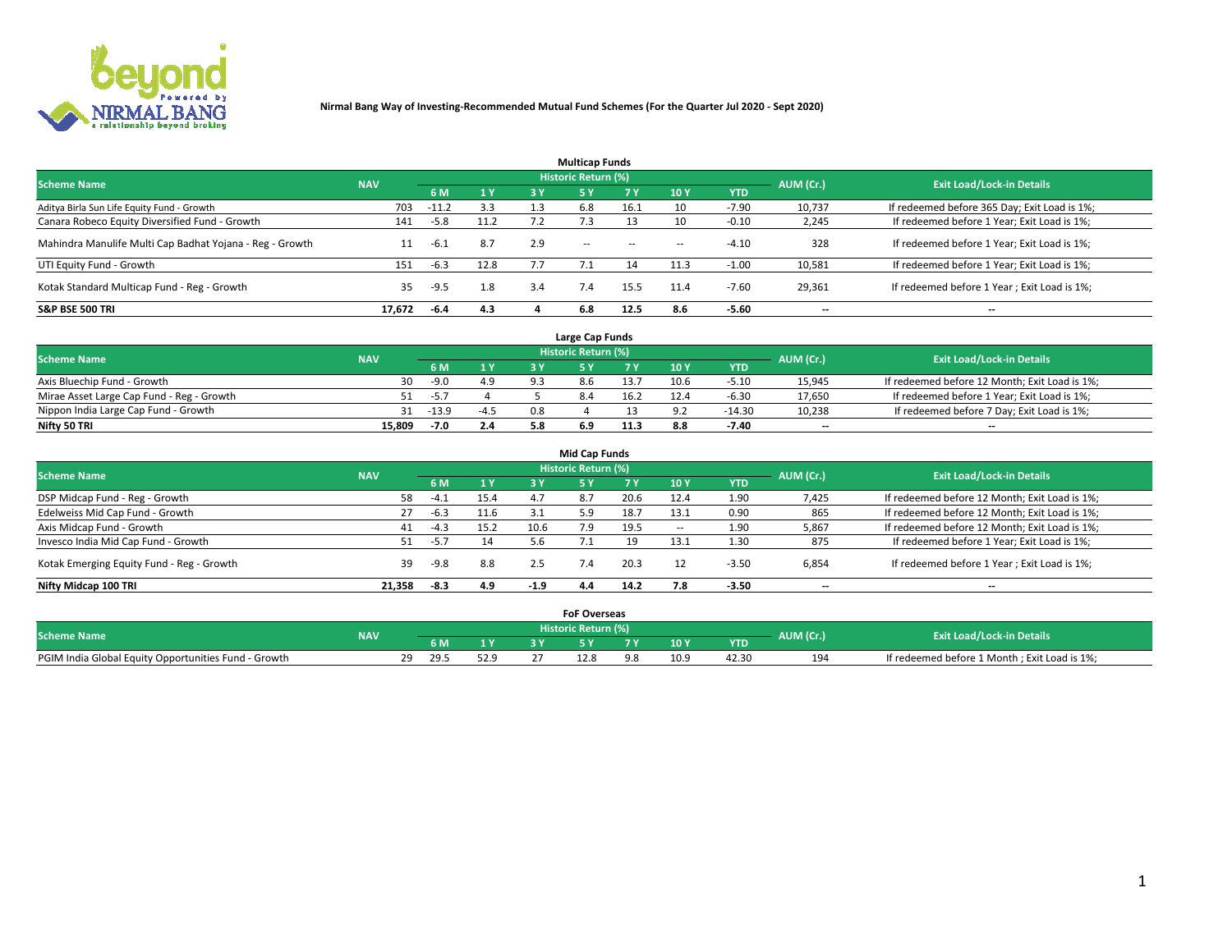# Nirmal Bang Way of Investing-Recommended Mutual Fund Schemes (For the Quarter Jul 2020 - Sept 2020)

## Multicap Funds

| Scheme Name | NAV | Historic Return (%) | | | | | | | AUM (Cr.) | Exit Load/Lock-in Details |
|---|---|---|---|---|---|---|---|---|---|---|
| | | 6 M | 1 Y | 3 Y | 5 Y | 7 Y | 10 Y | YTD | | |
| Aditya Birla Sun Life Equity Fund - Growth | 703 | -11.2 | 3.3 | 1.3 | 6.8 | 16.1 | 10 | -7.90 | 10,737 | If redeemed before 365 Day; Exit Load is 1%; |
| Canara Robeco Equity Diversified Fund - Growth | 141 | -5.8 | 11.2 | 7.2 | 7.3 | 13 | 10 | -0.10 | 2,245 | If redeemed before 1 Year; Exit Load is 1%; |
| Mahindra Manulife Multi Cap Badhat Yojana - Reg - Growth | 11 | -6.1 | 8.7 | 2.9 | -- | -- | -- | -4.10 | 328 | If redeemed before 1 Year; Exit Load is 1%; |
| UTI Equity Fund - Growth | 151 | -6.3 | 12.8 | 7.7 | 7.1 | 14 | 11.3 | -1.00 | 10,581 | If redeemed before 1 Year; Exit Load is 1%; |
| Kotak Standard Multicap Fund - Reg - Growth | 35 | -9.5 | 1.8 | 3.4 | 7.4 | 15.5 | 11.4 | -7.60 | 29,361 | If redeemed before 1 Year ; Exit Load is 1%; |
| **S&P BSE 500 TRI** | **17,672** | **-6.4** | **4.3** | **4** | **6.8** | **12.5** | **8.6** | **-5.60** | **--** | **--** |

## Large Cap Funds

| Scheme Name | NAV | Historic Return (%) | | | | | | | AUM (Cr.) | Exit Load/Lock-in Details |
|---|---|---|---|---|---|---|---|---|---|---|
| | | 6 M | 1 Y | 3 Y | 5 Y | 7 Y | 10 Y | YTD | | |
| Axis Bluechip Fund - Growth | 30 | -9.0 | 4.9 | 9.3 | 8.6 | 13.7 | 10.6 | -5.10 | 15,945 | If redeemed before 12 Month; Exit Load is 1%; |
| Mirae Asset Large Cap Fund - Reg - Growth | 51 | -5.7 | 4 | 5 | 8.4 | 16.2 | 12.4 | -6.30 | 17,650 | If redeemed before 1 Year; Exit Load is 1%; |
| Nippon India Large Cap Fund - Growth | 31 | -13.9 | -4.5 | 0.8 | 4 | 13 | 9.2 | -14.30 | 10,238 | If redeemed before 7 Day; Exit Load is 1%; |
| **Nifty 50 TRI** | **15,809** | **-7.0** | **2.4** | **5.8** | **6.9** | **11.3** | **8.8** | **-7.40** | **--** | **--** |

## Mid Cap Funds

| Scheme Name | NAV | Historic Return (%) | | | | | | | AUM (Cr.) | Exit Load/Lock-in Details |
|---|---|---|---|---|---|---|---|---|---|---|
| | | 6 M | 1 Y | 3 Y | 5 Y | 7 Y | 10 Y | YTD | | |
| DSP Midcap Fund - Reg - Growth | 58 | -4.1 | 15.4 | 4.7 | 8.7 | 20.6 | 12.4 | 1.90 | 7,425 | If redeemed before 12 Month; Exit Load is 1%; |
| Edelweiss Mid Cap Fund - Growth | 27 | -6.3 | 11.6 | 3.1 | 5.9 | 18.7 | 13.1 | 0.90 | 865 | If redeemed before 12 Month; Exit Load is 1%; |
| Axis Midcap Fund - Growth | 41 | -4.3 | 15.2 | 10.6 | 7.9 | 19.5 | -- | 1.90 | 5,867 | If redeemed before 12 Month; Exit Load is 1%; |
| Invesco India Mid Cap Fund - Growth | 51 | -5.7 | 14 | 5.6 | 7.1 | 19 | 13.1 | 1.30 | 875 | If redeemed before 1 Year; Exit Load is 1%; |
| Kotak Emerging Equity Fund - Reg - Growth | 39 | -9.8 | 8.8 | 2.5 | 7.4 | 20.3 | 12 | -3.50 | 6,854 | If redeemed before 1 Year ; Exit Load is 1%; |
| **Nifty Midcap 100 TRI** | **21,358** | **-8.3** | **4.9** | **-1.9** | **4.4** | **14.2** | **7.8** | **-3.50** | **--** | **--** |

## FoF Overseas

| Scheme Name | NAV | Historic Return (%) | | | | | | | AUM (Cr.) | Exit Load/Lock-in Details |
|---|---|---|---|---|---|---|---|---|---|---|
| | | 6 M | 1 Y | 3 Y | 5 Y | 7 Y | 10 Y | YTD | | |
| PGIM India Global Equity Opportunities Fund - Growth | 29 | 29.5 | 52.9 | 27 | 12.8 | 9.8 | 10.9 | 42.30 | 194 | If redeemed before 1 Month ; Exit Load is 1%; |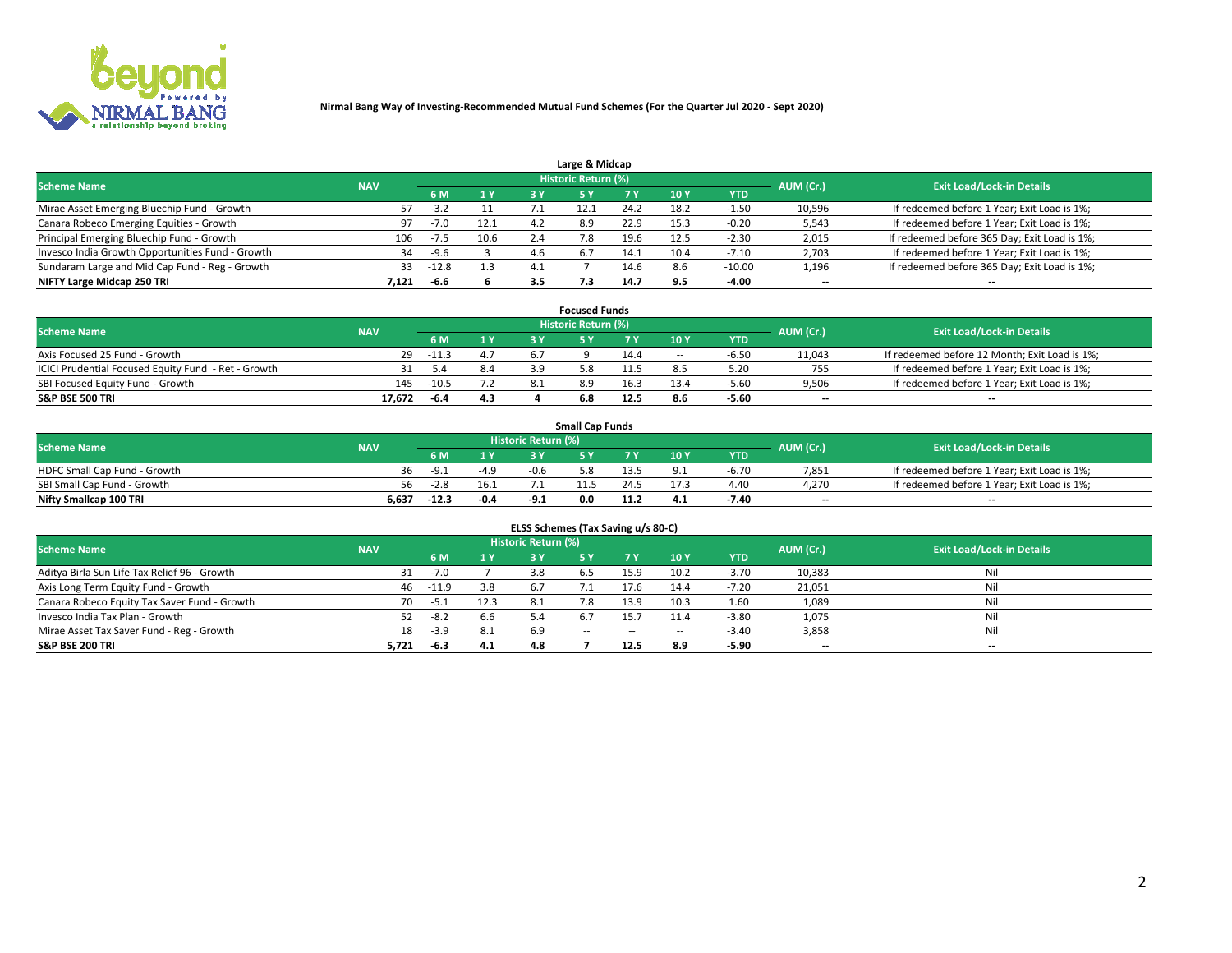**Nirmal Bang Way of Investing-Recommended Mutual Fund Schemes (For the Quarter Jul 2020 - Sept 2020)**

## Large & Midcap

| Scheme Name | NAV | Historic Return (%) | | | | | | | AUM (Cr.) | Exit Load/Lock-in Details |
|---|---|---|---|---|---|---|---|---|---|---|
| | | 6 M | 1 Y | 3 Y | 5 Y | 7 Y | 10 Y | YTD | | |
| Mirae Asset Emerging Bluechip Fund - Growth | 57 | -3.2 | 11 | 7.1 | 12.1 | 24.2 | 18.2 | -1.50 | 10,596 | If redeemed before 1 Year; Exit Load is 1%; |
| Canara Robeco Emerging Equities - Growth | 97 | -7.0 | 12.1 | 4.2 | 8.9 | 22.9 | 15.3 | -0.20 | 5,543 | If redeemed before 1 Year; Exit Load is 1%; |
| Principal Emerging Bluechip Fund - Growth | 106 | -7.5 | 10.6 | 2.4 | 7.8 | 19.6 | 12.5 | -2.30 | 2,015 | If redeemed before 365 Day; Exit Load is 1%; |
| Invesco India Growth Opportunities Fund - Growth | 34 | -9.6 | 3 | 4.6 | 6.7 | 14.1 | 10.4 | -7.10 | 2,703 | If redeemed before 1 Year; Exit Load is 1%; |
| Sundaram Large and Mid Cap Fund - Reg - Growth | 33 | -12.8 | 1.3 | 4.1 | 7 | 14.6 | 8.6 | -10.00 | 1,196 | If redeemed before 365 Day; Exit Load is 1%; |
| **NIFTY Large Midcap 250 TRI** | **7,121** | **-6.6** | **6** | **3.5** | **7.3** | **14.7** | **9.5** | **-4.00** | -- | -- |

## Focused Funds

| Scheme Name | NAV | Historic Return (%) | | | | | | | AUM (Cr.) | Exit Load/Lock-in Details |
|---|---|---|---|---|---|---|---|---|---|---|
| | | 6 M | 1 Y | 3 Y | 5 Y | 7 Y | 10 Y | YTD | | |
| Axis Focused 25 Fund - Growth | 29 | -11.3 | 4.7 | 6.7 | 9 | 14.4 | -- | -6.50 | 11,043 | If redeemed before 12 Month; Exit Load is 1%; |
| ICICI Prudential Focused Equity Fund - Ret - Growth | 31 | 5.4 | 8.4 | 3.9 | 5.8 | 11.5 | 8.5 | 5.20 | 755 | If redeemed before 1 Year; Exit Load is 1%; |
| SBI Focused Equity Fund - Growth | 145 | -10.5 | 7.2 | 8.1 | 8.9 | 16.3 | 13.4 | -5.60 | 9,506 | If redeemed before 1 Year; Exit Load is 1%; |
| **S&P BSE 500 TRI** | **17,672** | **-6.4** | **4.3** | **4** | **6.8** | **12.5** | **8.6** | **-5.60** | -- | -- |

## Small Cap Funds

| Scheme Name | NAV | Historic Return (%) | | | | | | | AUM (Cr.) | Exit Load/Lock-in Details |
|---|---|---|---|---|---|---|---|---|---|---|
| | | 6 M | 1 Y | 3 Y | 5 Y | 7 Y | 10 Y | YTD | | |
| HDFC Small Cap Fund - Growth | 36 | -9.1 | -4.9 | -0.6 | 5.8 | 13.5 | 9.1 | -6.70 | 7,851 | If redeemed before 1 Year; Exit Load is 1%; |
| SBI Small Cap Fund - Growth | 56 | -2.8 | 16.1 | 7.1 | 11.5 | 24.5 | 17.3 | 4.40 | 4,270 | If redeemed before 1 Year; Exit Load is 1%; |
| **Nifty Smallcap 100 TRI** | **6,637** | **-12.3** | **-0.4** | **-9.1** | **0.0** | **11.2** | **4.1** | **-7.40** | -- | -- |

## ELSS Schemes (Tax Saving u/s 80-C)

| Scheme Name | NAV | Historic Return (%) | | | | | | | AUM (Cr.) | Exit Load/Lock-in Details |
|---|---|---|---|---|---|---|---|---|---|---|
| | | 6 M | 1 Y | 3 Y | 5 Y | 7 Y | 10 Y | YTD | | |
| Aditya Birla Sun Life Tax Relief 96 - Growth | 31 | -7.0 | 7 | 3.8 | 6.5 | 15.9 | 10.2 | -3.70 | 10,383 | Nil |
| Axis Long Term Equity Fund - Growth | 46 | -11.9 | 3.8 | 6.7 | 7.1 | 17.6 | 14.4 | -7.20 | 21,051 | Nil |
| Canara Robeco Equity Tax Saver Fund - Growth | 70 | -5.1 | 12.3 | 8.1 | 7.8 | 13.9 | 10.3 | 1.60 | 1,089 | Nil |
| Invesco India Tax Plan - Growth | 52 | -8.2 | 6.6 | 5.4 | 6.7 | 15.7 | 11.4 | -3.80 | 1,075 | Nil |
| Mirae Asset Tax Saver Fund - Reg - Growth | 18 | -3.9 | 8.1 | 6.9 | -- | -- | -- | -3.40 | 3,858 | Nil |
| **S&P BSE 200 TRI** | **5,721** | **-6.3** | **4.1** | **4.8** | **7** | **12.5** | **8.9** | **-5.90** | -- | -- |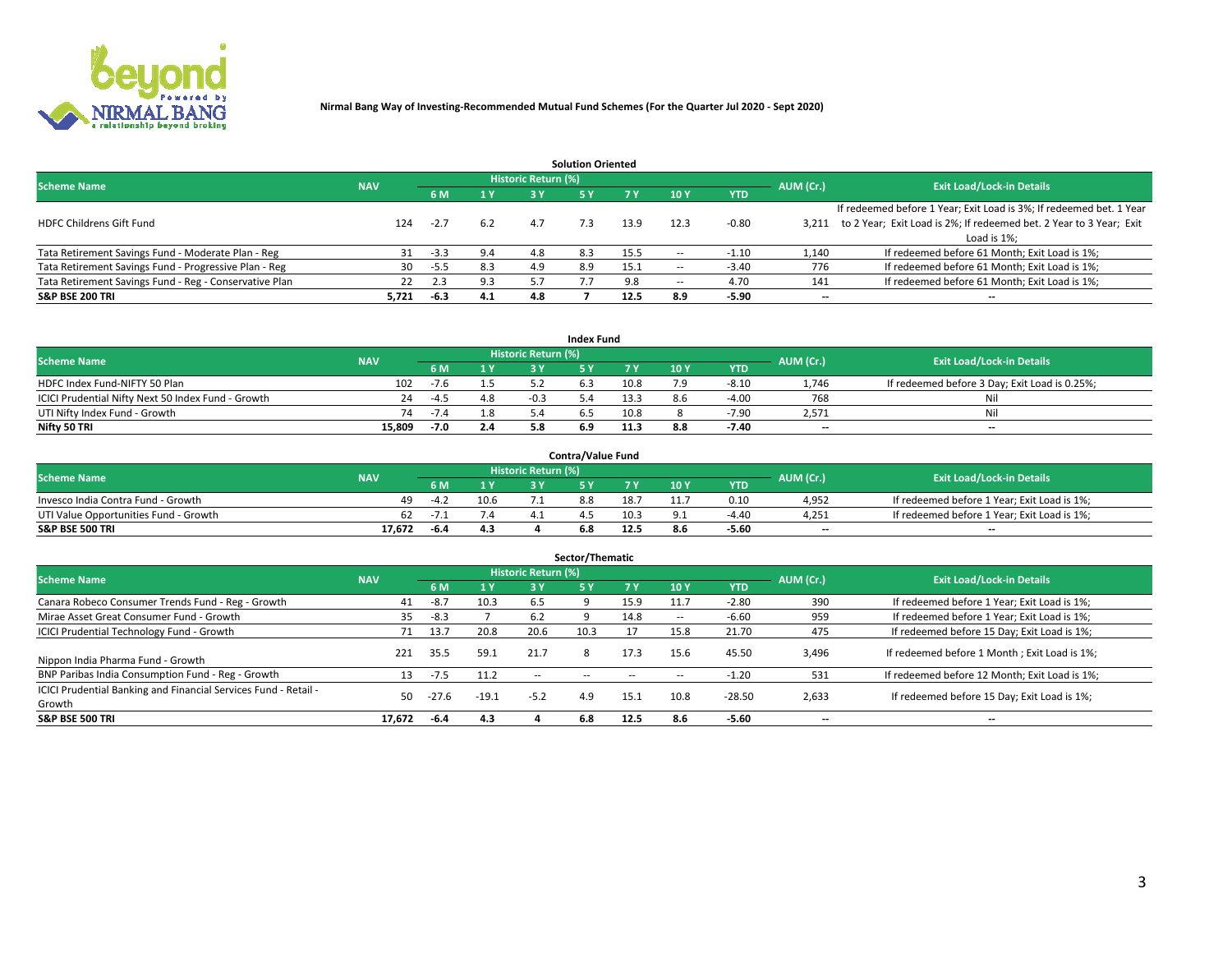**Nirmal Bang Way of Investing-Recommended Mutual Fund Schemes (For the Quarter Jul 2020 - Sept 2020)**

## Solution Oriented

| Scheme Name | NAV | Historic Return (%) | | | | | | | AUM (Cr.) | Exit Load/Lock-in Details |
|---|---|---|---|---|---|---|---|---|---|---|
| | | 6 M | 1 Y | 3 Y | 5 Y | 7 Y | 10 Y | YTD | | |
| HDFC Childrens Gift Fund | 124 | -2.7 | 6.2 | 4.7 | 7.3 | 13.9 | 12.3 | -0.80 | 3,211 | If redeemed before 1 Year; Exit Load is 3%; If redeemed bet. 1 Year to 2 Year; Exit Load is 2%; If redeemed bet. 2 Year to 3 Year; Exit Load is 1%; |
| Tata Retirement Savings Fund - Moderate Plan - Reg | 31 | -3.3 | 9.4 | 4.8 | 8.3 | 15.5 | -- | -1.10 | 1,140 | If redeemed before 61 Month; Exit Load is 1%; |
| Tata Retirement Savings Fund - Progressive Plan - Reg | 30 | -5.5 | 8.3 | 4.9 | 8.9 | 15.1 | -- | -3.40 | 776 | If redeemed before 61 Month; Exit Load is 1%; |
| Tata Retirement Savings Fund - Reg - Conservative Plan | 22 | 2.3 | 9.3 | 5.7 | 7.7 | 9.8 | -- | 4.70 | 141 | If redeemed before 61 Month; Exit Load is 1%; |
| **S&P BSE 200 TRI** | **5,721** | **-6.3** | **4.1** | **4.8** | **7** | **12.5** | **8.9** | **-5.90** | **--** | **--** |

## Index Fund

| Scheme Name | NAV | Historic Return (%) | | | | | | | AUM (Cr.) | Exit Load/Lock-in Details |
|---|---|---|---|---|---|---|---|---|---|---|
| | | 6 M | 1 Y | 3 Y | 5 Y | 7 Y | 10 Y | YTD | | |
| HDFC Index Fund-NIFTY 50 Plan | 102 | -7.6 | 1.5 | 5.2 | 6.3 | 10.8 | 7.9 | -8.10 | 1,746 | If redeemed before 3 Day; Exit Load is 0.25%; |
| ICICI Prudential Nifty Next 50 Index Fund - Growth | 24 | -4.5 | 4.8 | -0.3 | 5.4 | 13.3 | 8.6 | -4.00 | 768 | Nil |
| UTI Nifty Index Fund - Growth | 74 | -7.4 | 1.8 | 5.4 | 6.5 | 10.8 | 8 | -7.90 | 2,571 | Nil |
| **Nifty 50 TRI** | **15,809** | **-7.0** | **2.4** | **5.8** | **6.9** | **11.3** | **8.8** | **-7.40** | **--** | **--** |

## Contra/Value Fund

| Scheme Name | NAV | Historic Return (%) | | | | | | | AUM (Cr.) | Exit Load/Lock-in Details |
|---|---|---|---|---|---|---|---|---|---|---|
| | | 6 M | 1 Y | 3 Y | 5 Y | 7 Y | 10 Y | YTD | | |
| Invesco India Contra Fund - Growth | 49 | -4.2 | 10.6 | 7.1 | 8.8 | 18.7 | 11.7 | 0.10 | 4,952 | If redeemed before 1 Year; Exit Load is 1%; |
| UTI Value Opportunities Fund - Growth | 62 | -7.1 | 7.4 | 4.1 | 4.5 | 10.3 | 9.1 | -4.40 | 4,251 | If redeemed before 1 Year; Exit Load is 1%; |
| **S&P BSE 500 TRI** | **17,672** | **-6.4** | **4.3** | **4** | **6.8** | **12.5** | **8.6** | **-5.60** | **--** | **--** |

## Sector/Thematic

| Scheme Name | NAV | Historic Return (%) | | | | | | | AUM (Cr.) | Exit Load/Lock-in Details |
|---|---|---|---|---|---|---|---|---|---|---|
| | | 6 M | 1 Y | 3 Y | 5 Y | 7 Y | 10 Y | YTD | | |
| Canara Robeco Consumer Trends Fund - Reg - Growth | 41 | -8.7 | 10.3 | 6.5 | 9 | 15.9 | 11.7 | -2.80 | 390 | If redeemed before 1 Year; Exit Load is 1%; |
| Mirae Asset Great Consumer Fund - Growth | 35 | -8.3 | 7 | 6.2 | 9 | 14.8 | -- | -6.60 | 959 | If redeemed before 1 Year; Exit Load is 1%; |
| ICICI Prudential Technology Fund - Growth | 71 | 13.7 | 20.8 | 20.6 | 10.3 | 17 | 15.8 | 21.70 | 475 | If redeemed before 15 Day; Exit Load is 1%; |
| Nippon India Pharma Fund - Growth | 221 | 35.5 | 59.1 | 21.7 | 8 | 17.3 | 15.6 | 45.50 | 3,496 | If redeemed before 1 Month ; Exit Load is 1%; |
| BNP Paribas India Consumption Fund - Reg - Growth | 13 | -7.5 | 11.2 | -- | -- | -- | -- | -1.20 | 531 | If redeemed before 12 Month; Exit Load is 1%; |
| ICICI Prudential Banking and Financial Services Fund - Retail - Growth | 50 | -27.6 | -19.1 | -5.2 | 4.9 | 15.1 | 10.8 | -28.50 | 2,633 | If redeemed before 15 Day; Exit Load is 1%; |
| **S&P BSE 500 TRI** | **17,672** | **-6.4** | **4.3** | **4** | **6.8** | **12.5** | **8.6** | **-5.60** | **--** | **--** |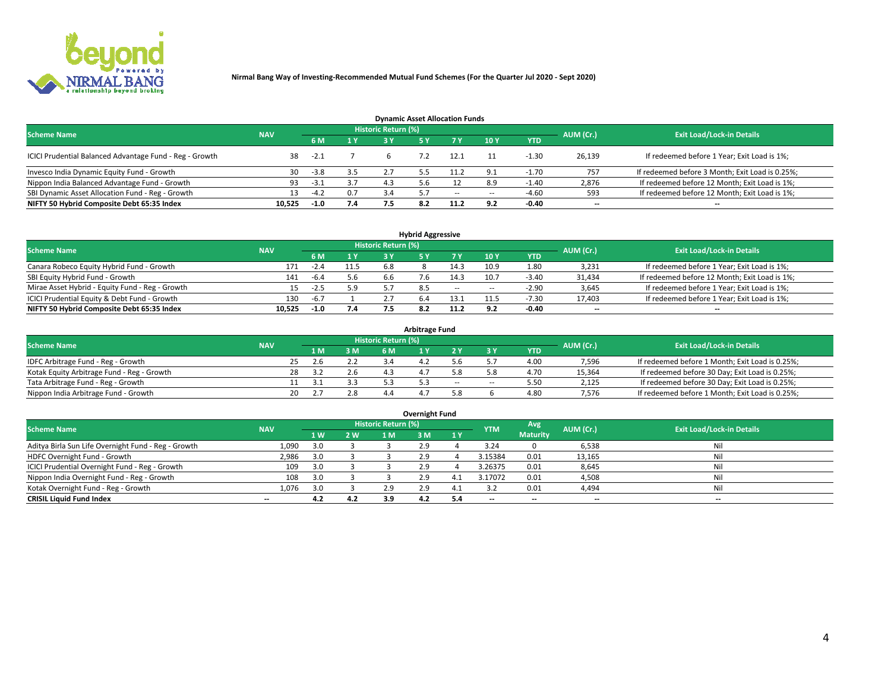**Nirmal Bang Way of Investing-Recommended Mutual Fund Schemes (For the Quarter Jul 2020 - Sept 2020)**

### Dynamic Asset Allocation Funds

| Scheme Name | NAV | Historic Return (%) | | | | | | | AUM (Cr.) | Exit Load/Lock-in Details |
|---|---|---|---|---|---|---|---|---|---|---|
| | | 6 M | 1 Y | 3 Y | 5 Y | 7 Y | 10 Y | YTD | | |
| ICICI Prudential Balanced Advantage Fund - Reg - Growth | 38 | -2.1 | 7 | 6 | 7.2 | 12.1 | 11 | -1.30 | 26,139 | If redeemed before 1 Year; Exit Load is 1%; |
| Invesco India Dynamic Equity Fund - Growth | 30 | -3.8 | 3.5 | 2.7 | 5.5 | 11.2 | 9.1 | -1.70 | 757 | If redeemed before 3 Month; Exit Load is 0.25%; |
| Nippon India Balanced Advantage Fund - Growth | 93 | -3.1 | 3.7 | 4.3 | 5.6 | 12 | 8.9 | -1.40 | 2,876 | If redeemed before 12 Month; Exit Load is 1%; |
| SBI Dynamic Asset Allocation Fund - Reg - Growth | 13 | -4.2 | 0.7 | 3.4 | 5.7 | -- | -- | -4.60 | 593 | If redeemed before 12 Month; Exit Load is 1%; |
| **NIFTY 50 Hybrid Composite Debt 65:35 Index** | **10,525** | **-1.0** | **7.4** | **7.5** | **8.2** | **11.2** | **9.2** | **-0.40** | **--** | **--** |

### Hybrid Aggressive

| Scheme Name | NAV | Historic Return (%) | | | | | | | AUM (Cr.) | Exit Load/Lock-in Details |
|---|---|---|---|---|---|---|---|---|---|---|
| | | 6 M | 1 Y | 3 Y | 5 Y | 7 Y | 10 Y | YTD | | |
| Canara Robeco Equity Hybrid Fund - Growth | 171 | -2.4 | 11.5 | 6.8 | 8 | 14.3 | 10.9 | 1.80 | 3,231 | If redeemed before 1 Year; Exit Load is 1%; |
| SBI Equity Hybrid Fund - Growth | 141 | -6.4 | 5.6 | 6.6 | 7.6 | 14.3 | 10.7 | -3.40 | 31,434 | If redeemed before 12 Month; Exit Load is 1%; |
| Mirae Asset Hybrid - Equity Fund - Reg - Growth | 15 | -2.5 | 5.9 | 5.7 | 8.5 | -- | -- | -2.90 | 3,645 | If redeemed before 1 Year; Exit Load is 1%; |
| ICICI Prudential Equity & Debt Fund - Growth | 130 | -6.7 | 1 | 2.7 | 6.4 | 13.1 | 11.5 | -7.30 | 17,403 | If redeemed before 1 Year; Exit Load is 1%; |
| **NIFTY 50 Hybrid Composite Debt 65:35 Index** | **10,525** | **-1.0** | **7.4** | **7.5** | **8.2** | **11.2** | **9.2** | **-0.40** | **--** | **--** |

### Arbitrage Fund

| Scheme Name | NAV | Historic Return (%) | | | | | | | AUM (Cr.) | Exit Load/Lock-in Details |
|---|---|---|---|---|---|---|---|---|---|---|
| | | 1 M | 3 M | 6 M | 1 Y | 2 Y | 3 Y | YTD | | |
| IDFC Arbitrage Fund - Reg - Growth | 25 | 2.6 | 2.2 | 3.4 | 4.2 | 5.6 | 5.7 | 4.00 | 7,596 | If redeemed before 1 Month; Exit Load is 0.25%; |
| Kotak Equity Arbitrage Fund - Reg - Growth | 28 | 3.2 | 2.6 | 4.3 | 4.7 | 5.8 | 5.8 | 4.70 | 15,364 | If redeemed before 30 Day; Exit Load is 0.25%; |
| Tata Arbitrage Fund - Reg - Growth | 11 | 3.1 | 3.3 | 5.3 | 5.3 | -- | -- | 5.50 | 2,125 | If redeemed before 30 Day; Exit Load is 0.25%; |
| Nippon India Arbitrage Fund - Growth | 20 | 2.7 | 2.8 | 4.4 | 4.7 | 5.8 | 6 | 4.80 | 7,576 | If redeemed before 1 Month; Exit Load is 0.25%; |

### Overnight Fund

| Scheme Name | NAV | Historic Return (%) | | | | | YTM | Avg Maturity | AUM (Cr.) | Exit Load/Lock-in Details |
|---|---|---|---|---|---|---|---|---|---|---|
| | | 1 W | 2 W | 1 M | 3 M | 1 Y | | | | |
| Aditya Birla Sun Life Overnight Fund - Reg - Growth | 1,090 | 3.0 | 3 | 3 | 2.9 | 4 | 3.24 | 0 | 6,538 | Nil |
| HDFC Overnight Fund - Growth | 2,986 | 3.0 | 3 | 3 | 2.9 | 4 | 3.15384 | 0.01 | 13,165 | Nil |
| ICICI Prudential Overnight Fund - Reg - Growth | 109 | 3.0 | 3 | 3 | 2.9 | 4 | 3.26375 | 0.01 | 8,645 | Nil |
| Nippon India Overnight Fund - Reg - Growth | 108 | 3.0 | 3 | 3 | 2.9 | 4.1 | 3.17072 | 0.01 | 4,508 | Nil |
| Kotak Overnight Fund - Reg - Growth | 1,076 | 3.0 | 3 | 2.9 | 2.9 | 4.1 | 3.2 | 0.01 | 4,494 | Nil |
| **CRISIL Liquid Fund Index** | **--** | **4.2** | **4.2** | **3.9** | **4.2** | **5.4** | **--** | **--** | **--** | **--** |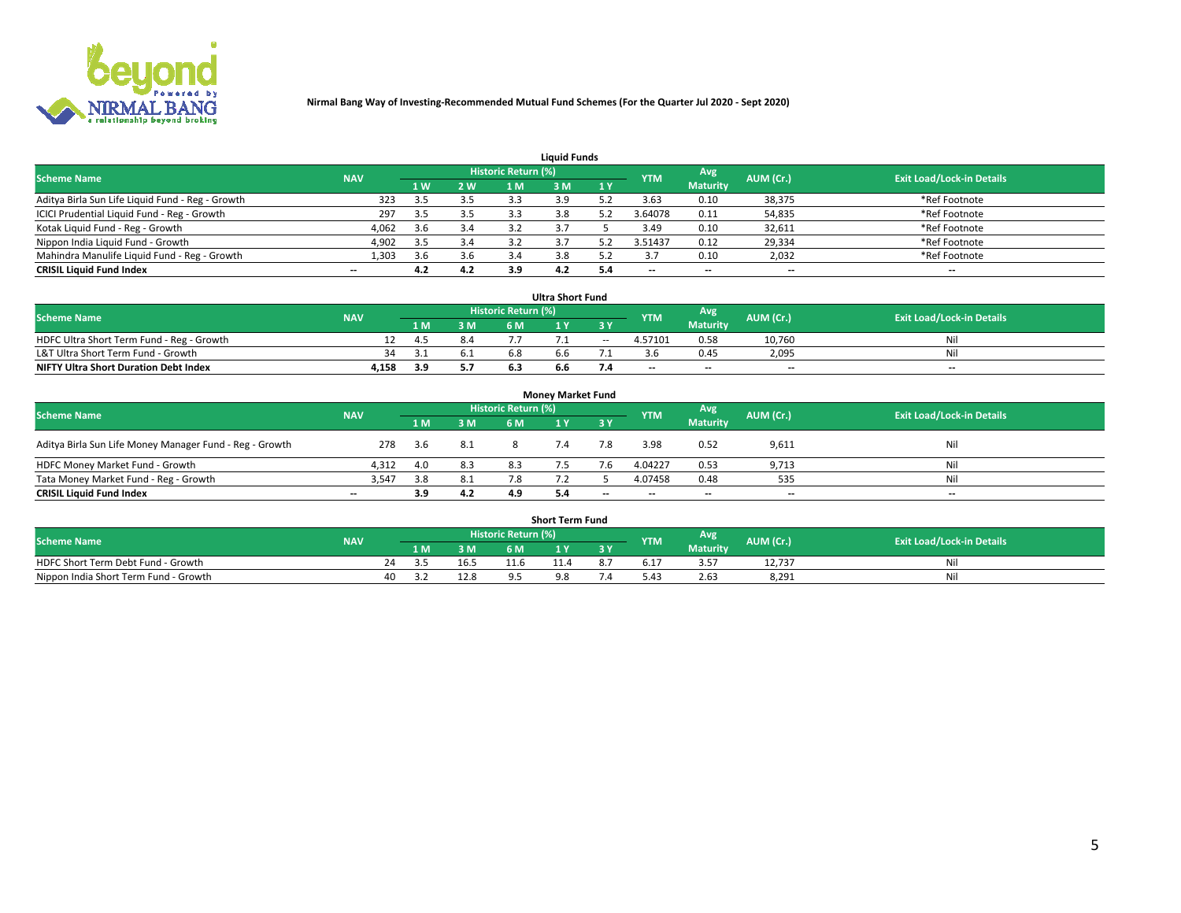## Nirmal Bang Way of Investing-Recommended Mutual Fund Schemes (For the Quarter Jul 2020 - Sept 2020)

### Liquid Funds

| Scheme Name | NAV | Historic Return (%) | | | | | YTM | Avg Maturity | AUM (Cr.) | Exit Load/Lock-in Details |
|---|---|---|---|---|---|---|---|---|---|---|
| | | 1 W | 2 W | 1 M | 3 M | 1 Y | | | | |
| Aditya Birla Sun Life Liquid Fund - Reg - Growth | 323 | 3.5 | 3.5 | 3.3 | 3.9 | 5.2 | 3.63 | 0.10 | 38,375 | *Ref Footnote |
| ICICI Prudential Liquid Fund - Reg - Growth | 297 | 3.5 | 3.5 | 3.3 | 3.8 | 5.2 | 3.64078 | 0.11 | 54,835 | *Ref Footnote |
| Kotak Liquid Fund - Reg - Growth | 4,062 | 3.6 | 3.4 | 3.2 | 3.7 | 5 | 3.49 | 0.10 | 32,611 | *Ref Footnote |
| Nippon India Liquid Fund - Growth | 4,902 | 3.5 | 3.4 | 3.2 | 3.7 | 5.2 | 3.51437 | 0.12 | 29,334 | *Ref Footnote |
| Mahindra Manulife Liquid Fund - Reg - Growth | 1,303 | 3.6 | 3.6 | 3.4 | 3.8 | 5.2 | 3.7 | 0.10 | 2,032 | *Ref Footnote |
| **CRISIL Liquid Fund Index** | -- | **4.2** | **4.2** | **3.9** | **4.2** | **5.4** | -- | -- | -- | -- |

### Ultra Short Fund

| Scheme Name | NAV | Historic Return (%) | | | | | YTM | Avg Maturity | AUM (Cr.) | Exit Load/Lock-in Details |
|---|---|---|---|---|---|---|---|---|---|---|
| | | 1 M | 3 M | 6 M | 1 Y | 3 Y | | | | |
| HDFC Ultra Short Term Fund - Reg - Growth | 12 | 4.5 | 8.4 | 7.7 | 7.1 | -- | 4.57101 | 0.58 | 10,760 | Nil |
| L&T Ultra Short Term Fund - Growth | 34 | 3.1 | 6.1 | 6.8 | 6.6 | 7.1 | 3.6 | 0.45 | 2,095 | Nil |
| **NIFTY Ultra Short Duration Debt Index** | **4,158** | **3.9** | **5.7** | **6.3** | **6.6** | **7.4** | -- | -- | -- | -- |

### Money Market Fund

| Scheme Name | NAV | Historic Return (%) | | | | | YTM | Avg Maturity | AUM (Cr.) | Exit Load/Lock-in Details |
|---|---|---|---|---|---|---|---|---|---|---|
| | | 1 M | 3 M | 6 M | 1 Y | 3 Y | | | | |
| Aditya Birla Sun Life Money Manager Fund - Reg - Growth | 278 | 3.6 | 8.1 | 8 | 7.4 | 7.8 | 3.98 | 0.52 | 9,611 | Nil |
| HDFC Money Market Fund - Growth | 4,312 | 4.0 | 8.3 | 8.3 | 7.5 | 7.6 | 4.04227 | 0.53 | 9,713 | Nil |
| Tata Money Market Fund - Reg - Growth | 3,547 | 3.8 | 8.1 | 7.8 | 7.2 | 5 | 4.07458 | 0.48 | 535 | Nil |
| **CRISIL Liquid Fund Index** | -- | **3.9** | **4.2** | **4.9** | **5.4** | -- | -- | -- | -- | -- |

### Short Term Fund

| Scheme Name | NAV | Historic Return (%) | | | | | YTM | Avg Maturity | AUM (Cr.) | Exit Load/Lock-in Details |
|---|---|---|---|---|---|---|---|---|---|---|
| | | 1 M | 3 M | 6 M | 1 Y | 3 Y | | | | |
| HDFC Short Term Debt Fund - Growth | 24 | 3.5 | 16.5 | 11.6 | 11.4 | 8.7 | 6.17 | 3.57 | 12,737 | Nil |
| Nippon India Short Term Fund - Growth | 40 | 3.2 | 12.8 | 9.5 | 9.8 | 7.4 | 5.43 | 2.63 | 8,291 | Nil |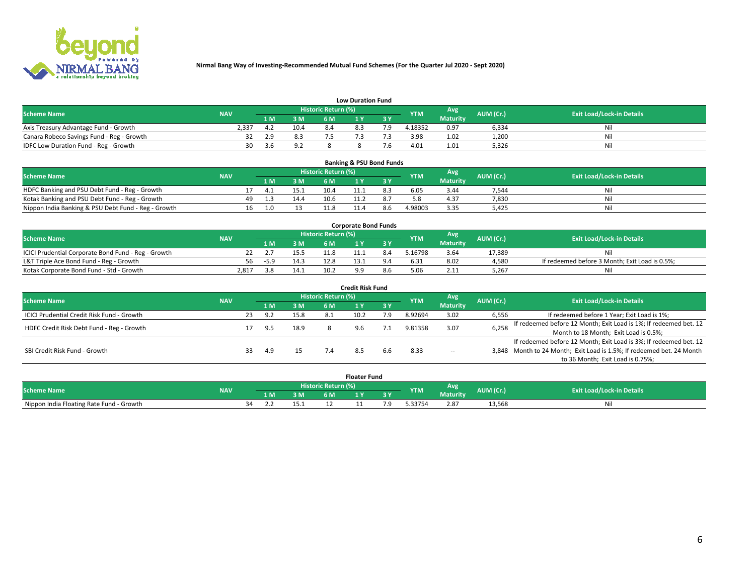**Nirmal Bang Way of Investing-Recommended Mutual Fund Schemes (For the Quarter Jul 2020 - Sept 2020)**

### Low Duration Fund

| Scheme Name | NAV | Historic Return (%) | | | | | YTM | Avg Maturity | AUM (Cr.) | Exit Load/Lock-in Details |
|---|---|---|---|---|---|---|---|---|---|---|
| | | 1 M | 3 M | 6 M | 1 Y | 3 Y | | | | |
| Axis Treasury Advantage Fund - Growth | 2,337 | 4.2 | 10.4 | 8.4 | 8.3 | 7.9 | 4.18352 | 0.97 | 6,334 | Nil |
| Canara Robeco Savings Fund - Reg - Growth | 32 | 2.9 | 8.3 | 7.5 | 7.3 | 7.3 | 3.98 | 1.02 | 1,200 | Nil |
| IDFC Low Duration Fund - Reg - Growth | 30 | 3.6 | 9.2 | 8 | 8 | 7.6 | 4.01 | 1.01 | 5,326 | Nil |

### Banking & PSU Bond Funds

| Scheme Name | NAV | Historic Return (%) | | | | | YTM | Avg Maturity | AUM (Cr.) | Exit Load/Lock-in Details |
|---|---|---|---|---|---|---|---|---|---|---|
| | | 1 M | 3 M | 6 M | 1 Y | 3 Y | | | | |
| HDFC Banking and PSU Debt Fund - Reg - Growth | 17 | 4.1 | 15.1 | 10.4 | 11.1 | 8.3 | 6.05 | 3.44 | 7,544 | Nil |
| Kotak Banking and PSU Debt Fund - Reg - Growth | 49 | 1.3 | 14.4 | 10.6 | 11.2 | 8.7 | 5.8 | 4.37 | 7,830 | Nil |
| Nippon India Banking & PSU Debt Fund - Reg - Growth | 16 | 1.0 | 13 | 11.8 | 11.4 | 8.6 | 4.98003 | 3.35 | 5,425 | Nil |

### Corporate Bond Funds

| Scheme Name | NAV | Historic Return (%) | | | | | YTM | Avg Maturity | AUM (Cr.) | Exit Load/Lock-in Details |
|---|---|---|---|---|---|---|---|---|---|---|
| | | 1 M | 3 M | 6 M | 1 Y | 3 Y | | | | |
| ICICI Prudential Corporate Bond Fund - Reg - Growth | 22 | 2.7 | 15.5 | 11.8 | 11.1 | 8.4 | 5.16798 | 3.64 | 17,389 | Nil |
| L&T Triple Ace Bond Fund - Reg - Growth | 56 | -5.9 | 14.3 | 12.8 | 13.1 | 9.4 | 6.31 | 8.02 | 4,580 | If redeemed before 3 Month; Exit Load is 0.5%; |
| Kotak Corporate Bond Fund - Std - Growth | 2,817 | 3.8 | 14.1 | 10.2 | 9.9 | 8.6 | 5.06 | 2.11 | 5,267 | Nil |

### Credit Risk Fund

| Scheme Name | NAV | Historic Return (%) | | | | | YTM | Avg Maturity | AUM (Cr.) | Exit Load/Lock-in Details |
|---|---|---|---|---|---|---|---|---|---|---|
| | | 1 M | 3 M | 6 M | 1 Y | 3 Y | | | | |
| ICICI Prudential Credit Risk Fund - Growth | 23 | 9.2 | 15.8 | 8.1 | 10.2 | 7.9 | 8.92694 | 3.02 | 6,556 | If redeemed before 1 Year; Exit Load is 1%; |
| HDFC Credit Risk Debt Fund - Reg - Growth | 17 | 9.5 | 18.9 | 8 | 9.6 | 7.1 | 9.81358 | 3.07 | 6,258 | If redeemed before 12 Month; Exit Load is 1%; If redeemed bet. 12 Month to 18 Month; Exit Load is 0.5%; |
| SBI Credit Risk Fund - Growth | 33 | 4.9 | 15 | 7.4 | 8.5 | 6.6 | 8.33 | -- | 3,848 | If redeemed before 12 Month; Exit Load is 3%; If redeemed bet. 12 Month to 24 Month; Exit Load is 1.5%; If redeemed bet. 24 Month to 36 Month; Exit Load is 0.75%; |

### Floater Fund

| Scheme Name | NAV | Historic Return (%) | | | | | YTM | Avg Maturity | AUM (Cr.) | Exit Load/Lock-in Details |
|---|---|---|---|---|---|---|---|---|---|---|
| | | 1 M | 3 M | 6 M | 1 Y | 3 Y | | | | |
| Nippon India Floating Rate Fund - Growth | 34 | 2.2 | 15.1 | 12 | 11 | 7.9 | 5.33754 | 2.87 | 13,568 | Nil |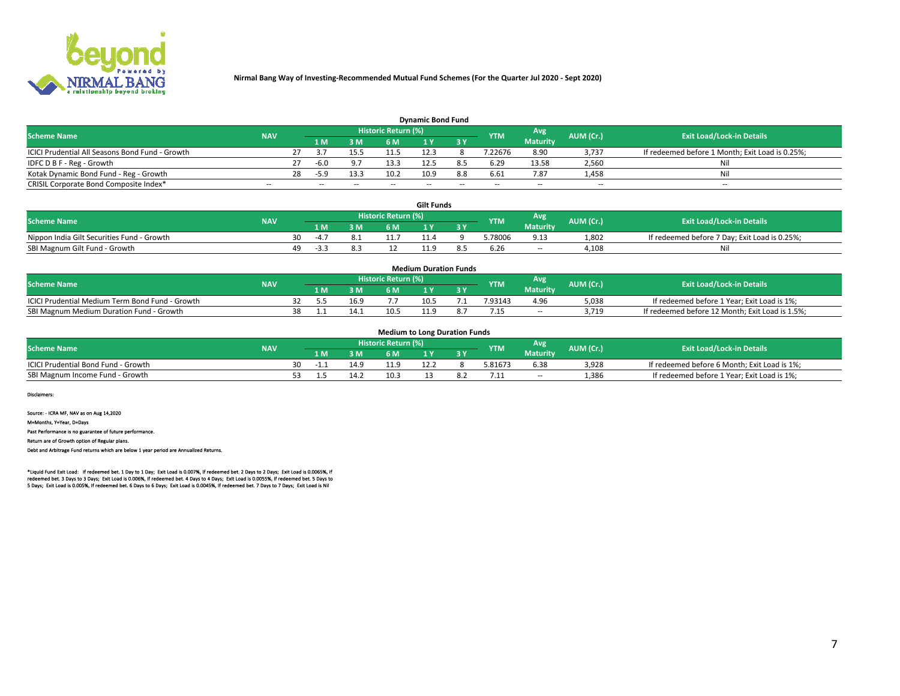**Nirmal Bang Way of Investing-Recommended Mutual Fund Schemes (For the Quarter Jul 2020 - Sept 2020)**

### Dynamic Bond Fund

| Scheme Name | NAV | Historic Return (%) | | | | | YTM | Avg Maturity | AUM (Cr.) | Exit Load/Lock-in Details |
|---|---|---|---|---|---|---|---|---|---|---|
| | | 1 M | 3 M | 6 M | 1 Y | 3 Y | | | | |
| ICICI Prudential All Seasons Bond Fund - Growth | 27 | 3.7 | 15.5 | 11.5 | 12.3 | 8 | 7.22676 | 8.90 | 3,737 | If redeemed before 1 Month; Exit Load is 0.25%; |
| IDFC D B F - Reg - Growth | 27 | -6.0 | 9.7 | 13.3 | 12.5 | 8.5 | 6.29 | 13.58 | 2,560 | Nil |
| Kotak Dynamic Bond Fund - Reg - Growth | 28 | -5.9 | 13.3 | 10.2 | 10.9 | 8.8 | 6.61 | 7.87 | 1,458 | Nil |
| CRISIL Corporate Bond Composite Index* | -- | -- | -- | -- | -- | -- | -- | -- | -- | -- |

### Gilt Funds

| Scheme Name | NAV | Historic Return (%) | | | | | YTM | Avg Maturity | AUM (Cr.) | Exit Load/Lock-in Details |
|---|---|---|---|---|---|---|---|---|---|---|
| | | 1 M | 3 M | 6 M | 1 Y | 3 Y | | | | |
| Nippon India Gilt Securities Fund - Growth | 30 | -4.7 | 8.1 | 11.7 | 11.4 | 9 | 5.78006 | 9.13 | 1,802 | If redeemed before 7 Day; Exit Load is 0.25%; |
| SBI Magnum Gilt Fund - Growth | 49 | -3.3 | 8.3 | 12 | 11.9 | 8.5 | 6.26 | -- | 4,108 | Nil |

### Medium Duration Funds

| Scheme Name | NAV | Historic Return (%) | | | | | YTM | Avg Maturity | AUM (Cr.) | Exit Load/Lock-in Details |
|---|---|---|---|---|---|---|---|---|---|---|
| | | 1 M | 3 M | 6 M | 1 Y | 3 Y | | | | |
| ICICI Prudential Medium Term Bond Fund - Growth | 32 | 5.5 | 16.9 | 7.7 | 10.5 | 7.1 | 7.93143 | 4.96 | 5,038 | If redeemed before 1 Year; Exit Load is 1%; |
| SBI Magnum Medium Duration Fund - Growth | 38 | 1.1 | 14.1 | 10.5 | 11.9 | 8.7 | 7.15 | -- | 3,719 | If redeemed before 12 Month; Exit Load is 1.5%; |

### Medium to Long Duration Funds

| Scheme Name | NAV | Historic Return (%) | | | | | YTM | Avg Maturity | AUM (Cr.) | Exit Load/Lock-in Details |
|---|---|---|---|---|---|---|---|---|---|---|
| | | 1 M | 3 M | 6 M | 1 Y | 3 Y | | | | |
| ICICI Prudential Bond Fund - Growth | 30 | -1.1 | 14.9 | 11.9 | 12.2 | 8 | 5.81673 | 6.38 | 3,928 | If redeemed before 6 Month; Exit Load is 1%; |
| SBI Magnum Income Fund - Growth | 53 | 1.5 | 14.2 | 10.3 | 13 | 8.2 | 7.11 | -- | 1,386 | If redeemed before 1 Year; Exit Load is 1%; |

Disclaimers:

Source: - ICRA MF, NAV as on Aug 14,2020

M=Months, Y=Year, D=Days

Past Performance is no guarantee of future performance.

Return are of Growth option of Regular plans.

Debt and Arbitrage Fund returns which are below 1 year period are Annualized Returns.

*Liquid Fund Exit Load: If redeemed bet. 1 Day to 1 Day; Exit Load is 0.007%, If redeemed bet. 2 Days to 2 Days; Exit Load is 0.0065%, If redeemed bet. 3 Days to 3 Days; Exit Load is 0.006%, If redeemed bet. 4 Days to 4 Days; Exit Load is 0.0055%, If redeemed bet. 5 Days to 5 Days; Exit Load is 0.005%, If redeemed bet. 6 Days to 6 Days; Exit Load is 0.0045%, If redeemed bet. 7 Days to 7 Days; Exit Load is Nil